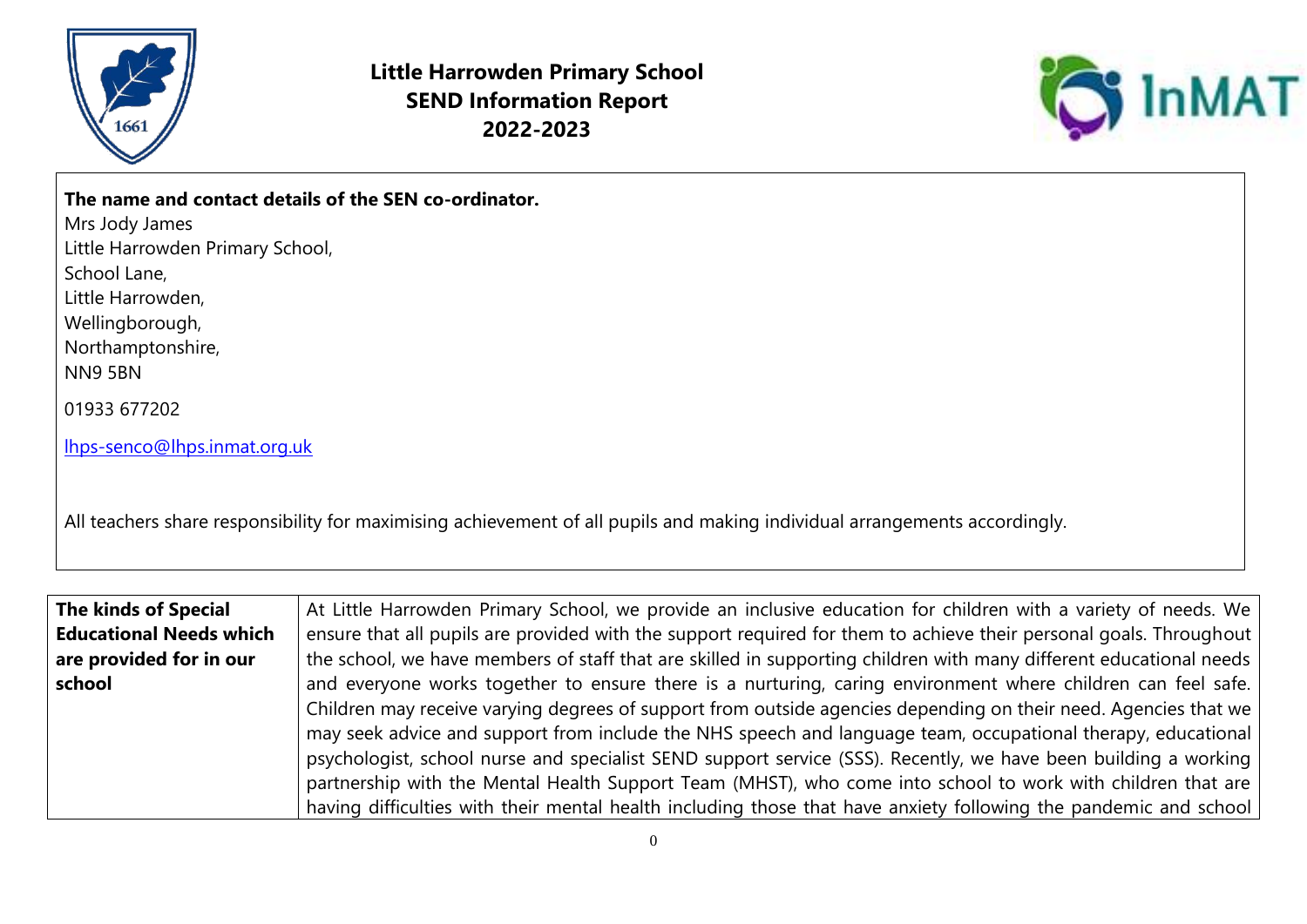# Little Harrowden Primary School
## SEND Information Report
## 2022-2023

**The name and contact details of the SEN co-ordinator.**

Mrs Jody James
Little Harrowden Primary School,
School Lane,
Little Harrowden,
Wellingborough,
Northamptonshire,
NN9 5BN

01933 677202

lhps-senco@lhps.inmat.org.uk

All teachers share responsibility for maximising achievement of all pupils and making individual arrangements accordingly.

| **The kinds of Special Educational Needs which are provided for in our school** | At Little Harrowden Primary School, we provide an inclusive education for children with a variety of needs. We ensure that all pupils are provided with the support required for them to achieve their personal goals. Throughout the school, we have members of staff that are skilled in supporting children with many different educational needs and everyone works together to ensure there is a nurturing, caring environment where children can feel safe. Children may receive varying degrees of support from outside agencies depending on their need. Agencies that we may seek advice and support from include the NHS speech and language team, occupational therapy, educational psychologist, school nurse and specialist SEND support service (SSS). Recently, we have been building a working partnership with the Mental Health Support Team (MHST), who come into school to work with children that are having difficulties with their mental health including those that have anxiety following the pandemic and school |
|---|---|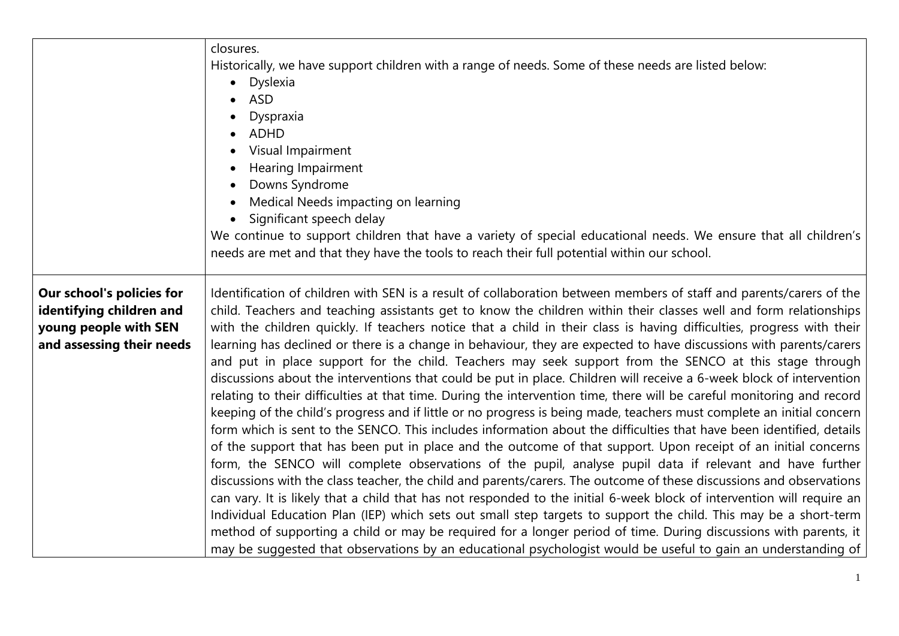| | |
|---|---|
| | closures.<br>Historically, we have support children with a range of needs. Some of these needs are listed below:<br>• Dyslexia<br>• ASD<br>• Dyspraxia<br>• ADHD<br>• Visual Impairment<br>• Hearing Impairment<br>• Downs Syndrome<br>• Medical Needs impacting on learning<br>• Significant speech delay<br>We continue to support children that have a variety of special educational needs. We ensure that all children's needs are met and that they have the tools to reach their full potential within our school. |
| **Our school's policies for identifying children and young people with SEN and assessing their needs** | Identification of children with SEN is a result of collaboration between members of staff and parents/carers of the child. Teachers and teaching assistants get to know the children within their classes well and form relationships with the children quickly. If teachers notice that a child in their class is having difficulties, progress with their learning has declined or there is a change in behaviour, they are expected to have discussions with parents/carers and put in place support for the child. Teachers may seek support from the SENCO at this stage through discussions about the interventions that could be put in place. Children will receive a 6-week block of intervention relating to their difficulties at that time. During the intervention time, there will be careful monitoring and record keeping of the child's progress and if little or no progress is being made, teachers must complete an initial concern form which is sent to the SENCO. This includes information about the difficulties that have been identified, details of the support that has been put in place and the outcome of that support. Upon receipt of an initial concerns form, the SENCO will complete observations of the pupil, analyse pupil data if relevant and have further discussions with the class teacher, the child and parents/carers. The outcome of these discussions and observations can vary. It is likely that a child that has not responded to the initial 6-week block of intervention will require an Individual Education Plan (IEP) which sets out small step targets to support the child. This may be a short-term method of supporting a child or may be required for a longer period of time. During discussions with parents, it may be suggested that observations by an educational psychologist would be useful to gain an understanding of |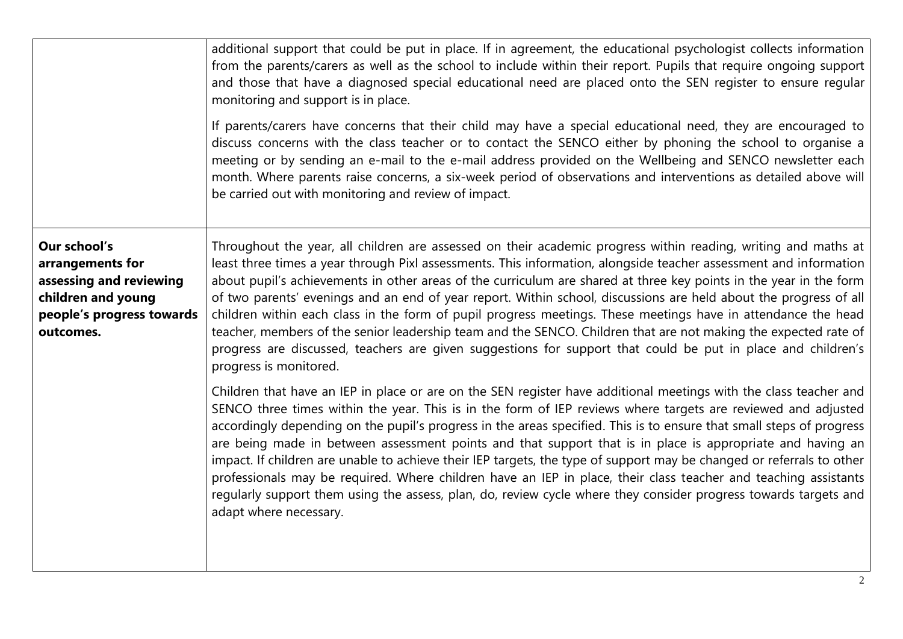| | |
|---|---|
| | additional support that could be put in place. If in agreement, the educational psychologist collects information from the parents/carers as well as the school to include within their report. Pupils that require ongoing support and those that have a diagnosed special educational need are placed onto the SEN register to ensure regular monitoring and support is in place.<br><br>If parents/carers have concerns that their child may have a special educational need, they are encouraged to discuss concerns with the class teacher or to contact the SENCO either by phoning the school to organise a meeting or by sending an e-mail to the e-mail address provided on the Wellbeing and SENCO newsletter each month. Where parents raise concerns, a six-week period of observations and interventions as detailed above will be carried out with monitoring and review of impact. |
| **Our school's arrangements for assessing and reviewing children and young people's progress towards outcomes.** | Throughout the year, all children are assessed on their academic progress within reading, writing and maths at least three times a year through Pixl assessments. This information, alongside teacher assessment and information about pupil's achievements in other areas of the curriculum are shared at three key points in the year in the form of two parents' evenings and an end of year report. Within school, discussions are held about the progress of all children within each class in the form of pupil progress meetings. These meetings have in attendance the head teacher, members of the senior leadership team and the SENCO. Children that are not making the expected rate of progress are discussed, teachers are given suggestions for support that could be put in place and children's progress is monitored.<br><br>Children that have an IEP in place or are on the SEN register have additional meetings with the class teacher and SENCO three times within the year. This is in the form of IEP reviews where targets are reviewed and adjusted accordingly depending on the pupil's progress in the areas specified. This is to ensure that small steps of progress are being made in between assessment points and that support that is in place is appropriate and having an impact. If children are unable to achieve their IEP targets, the type of support may be changed or referrals to other professionals may be required. Where children have an IEP in place, their class teacher and teaching assistants regularly support them using the assess, plan, do, review cycle where they consider progress towards targets and adapt where necessary. |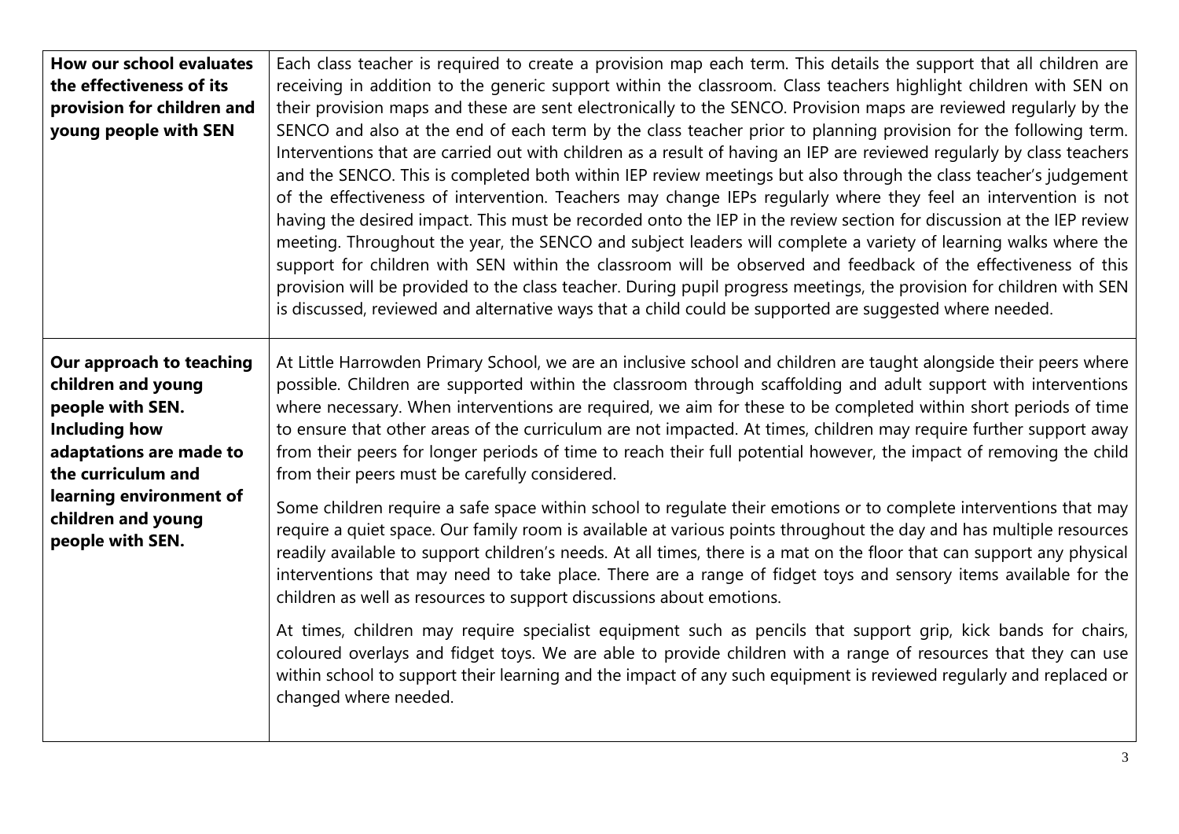| | |
|---|---|
| **How our school evaluates the effectiveness of its provision for children and young people with SEN** | Each class teacher is required to create a provision map each term. This details the support that all children are receiving in addition to the generic support within the classroom. Class teachers highlight children with SEN on their provision maps and these are sent electronically to the SENCO. Provision maps are reviewed regularly by the SENCO and also at the end of each term by the class teacher prior to planning provision for the following term. Interventions that are carried out with children as a result of having an IEP are reviewed regularly by class teachers and the SENCO. This is completed both within IEP review meetings but also through the class teacher's judgement of the effectiveness of intervention. Teachers may change IEPs regularly where they feel an intervention is not having the desired impact. This must be recorded onto the IEP in the review section for discussion at the IEP review meeting. Throughout the year, the SENCO and subject leaders will complete a variety of learning walks where the support for children with SEN within the classroom will be observed and feedback of the effectiveness of this provision will be provided to the class teacher. During pupil progress meetings, the provision for children with SEN is discussed, reviewed and alternative ways that a child could be supported are suggested where needed. |
| **Our approach to teaching children and young people with SEN. Including how adaptations are made to the curriculum and learning environment of children and young people with SEN.** | At Little Harrowden Primary School, we are an inclusive school and children are taught alongside their peers where possible. Children are supported within the classroom through scaffolding and adult support with interventions where necessary. When interventions are required, we aim for these to be completed within short periods of time to ensure that other areas of the curriculum are not impacted. At times, children may require further support away from their peers for longer periods of time to reach their full potential however, the impact of removing the child from their peers must be carefully considered.<br><br>Some children require a safe space within school to regulate their emotions or to complete interventions that may require a quiet space. Our family room is available at various points throughout the day and has multiple resources readily available to support children's needs. At all times, there is a mat on the floor that can support any physical interventions that may need to take place. There are a range of fidget toys and sensory items available for the children as well as resources to support discussions about emotions.<br><br>At times, children may require specialist equipment such as pencils that support grip, kick bands for chairs, coloured overlays and fidget toys. We are able to provide children with a range of resources that they can use within school to support their learning and the impact of any such equipment is reviewed regularly and replaced or changed where needed. |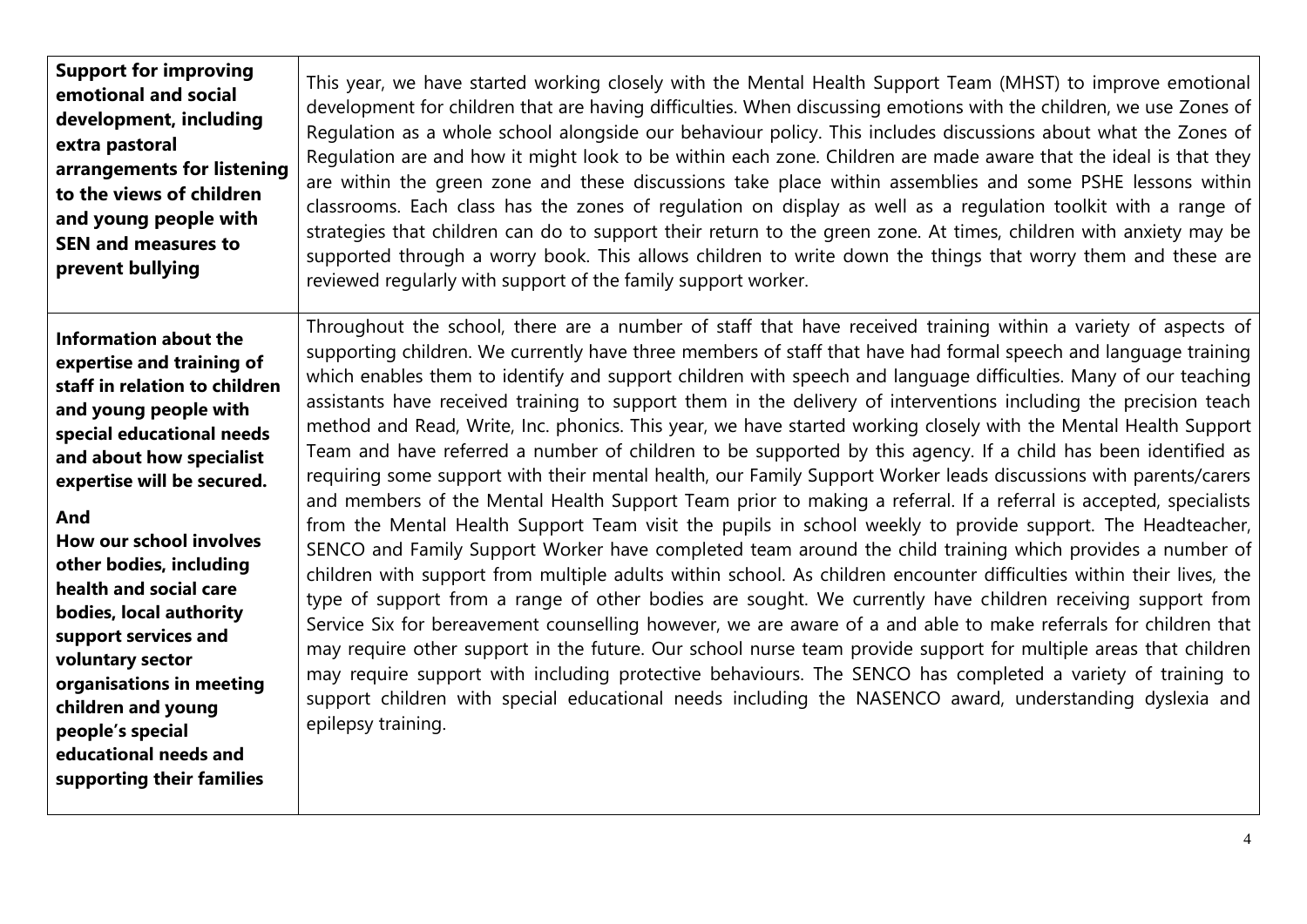| | |
|---|---|
| **Support for improving emotional and social development, including extra pastoral arrangements for listening to the views of children and young people with SEN and measures to prevent bullying** | This year, we have started working closely with the Mental Health Support Team (MHST) to improve emotional development for children that are having difficulties. When discussing emotions with the children, we use Zones of Regulation as a whole school alongside our behaviour policy. This includes discussions about what the Zones of Regulation are and how it might look to be within each zone. Children are made aware that the ideal is that they are within the green zone and these discussions take place within assemblies and some PSHE lessons within classrooms. Each class has the zones of regulation on display as well as a regulation toolkit with a range of strategies that children can do to support their return to the green zone. At times, children with anxiety may be supported through a worry book. This allows children to write down the things that worry them and these are reviewed regularly with support of the family support worker. |
| **Information about the expertise and training of staff in relation to children and young people with special educational needs and about how specialist expertise will be secured.**<br><br>**And**<br>**How our school involves other bodies, including health and social care bodies, local authority support services and voluntary sector organisations in meeting children and young people's special educational needs and supporting their families** | Throughout the school, there are a number of staff that have received training within a variety of aspects of supporting children. We currently have three members of staff that have had formal speech and language training which enables them to identify and support children with speech and language difficulties. Many of our teaching assistants have received training to support them in the delivery of interventions including the precision teach method and Read, Write, Inc. phonics. This year, we have started working closely with the Mental Health Support Team and have referred a number of children to be supported by this agency. If a child has been identified as requiring some support with their mental health, our Family Support Worker leads discussions with parents/carers and members of the Mental Health Support Team prior to making a referral. If a referral is accepted, specialists from the Mental Health Support Team visit the pupils in school weekly to provide support. The Headteacher, SENCO and Family Support Worker have completed team around the child training which provides a number of children with support from multiple adults within school. As children encounter difficulties within their lives, the type of support from a range of other bodies are sought. We currently have children receiving support from Service Six for bereavement counselling however, we are aware of a and able to make referrals for children that may require other support in the future. Our school nurse team provide support for multiple areas that children may require support with including protective behaviours. The SENCO has completed a variety of training to support children with special educational needs including the NASENCO award, understanding dyslexia and epilepsy training. |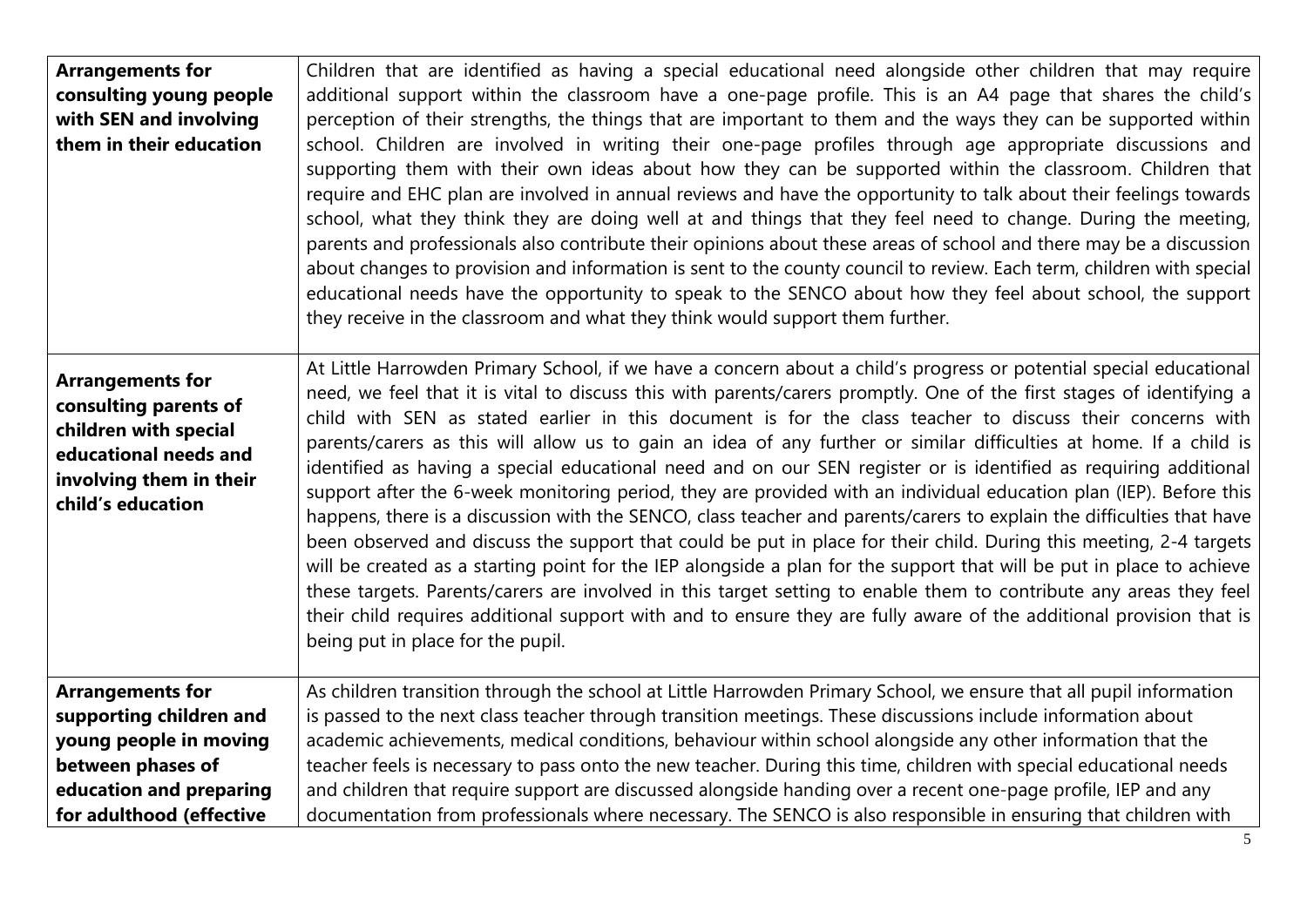| | |
|---|---|
| **Arrangements for consulting young people with SEN and involving them in their education** | Children that are identified as having a special educational need alongside other children that may require additional support within the classroom have a one-page profile. This is an A4 page that shares the child's perception of their strengths, the things that are important to them and the ways they can be supported within school. Children are involved in writing their one-page profiles through age appropriate discussions and supporting them with their own ideas about how they can be supported within the classroom. Children that require and EHC plan are involved in annual reviews and have the opportunity to talk about their feelings towards school, what they think they are doing well at and things that they feel need to change. During the meeting, parents and professionals also contribute their opinions about these areas of school and there may be a discussion about changes to provision and information is sent to the county council to review. Each term, children with special educational needs have the opportunity to speak to the SENCO about how they feel about school, the support they receive in the classroom and what they think would support them further. |
| **Arrangements for consulting parents of children with special educational needs and involving them in their child's education** | At Little Harrowden Primary School, if we have a concern about a child's progress or potential special educational need, we feel that it is vital to discuss this with parents/carers promptly. One of the first stages of identifying a child with SEN as stated earlier in this document is for the class teacher to discuss their concerns with parents/carers as this will allow us to gain an idea of any further or similar difficulties at home. If a child is identified as having a special educational need and on our SEN register or is identified as requiring additional support after the 6-week monitoring period, they are provided with an individual education plan (IEP). Before this happens, there is a discussion with the SENCO, class teacher and parents/carers to explain the difficulties that have been observed and discuss the support that could be put in place for their child. During this meeting, 2-4 targets will be created as a starting point for the IEP alongside a plan for the support that will be put in place to achieve these targets. Parents/carers are involved in this target setting to enable them to contribute any areas they feel their child requires additional support with and to ensure they are fully aware of the additional provision that is being put in place for the pupil. |
| **Arrangements for supporting children and young people in moving between phases of education and preparing for adulthood (effective** | As children transition through the school at Little Harrowden Primary School, we ensure that all pupil information is passed to the next class teacher through transition meetings. These discussions include information about academic achievements, medical conditions, behaviour within school alongside any other information that the teacher feels is necessary to pass onto the new teacher. During this time, children with special educational needs and children that require support are discussed alongside handing over a recent one-page profile, IEP and any documentation from professionals where necessary. The SENCO is also responsible in ensuring that children with |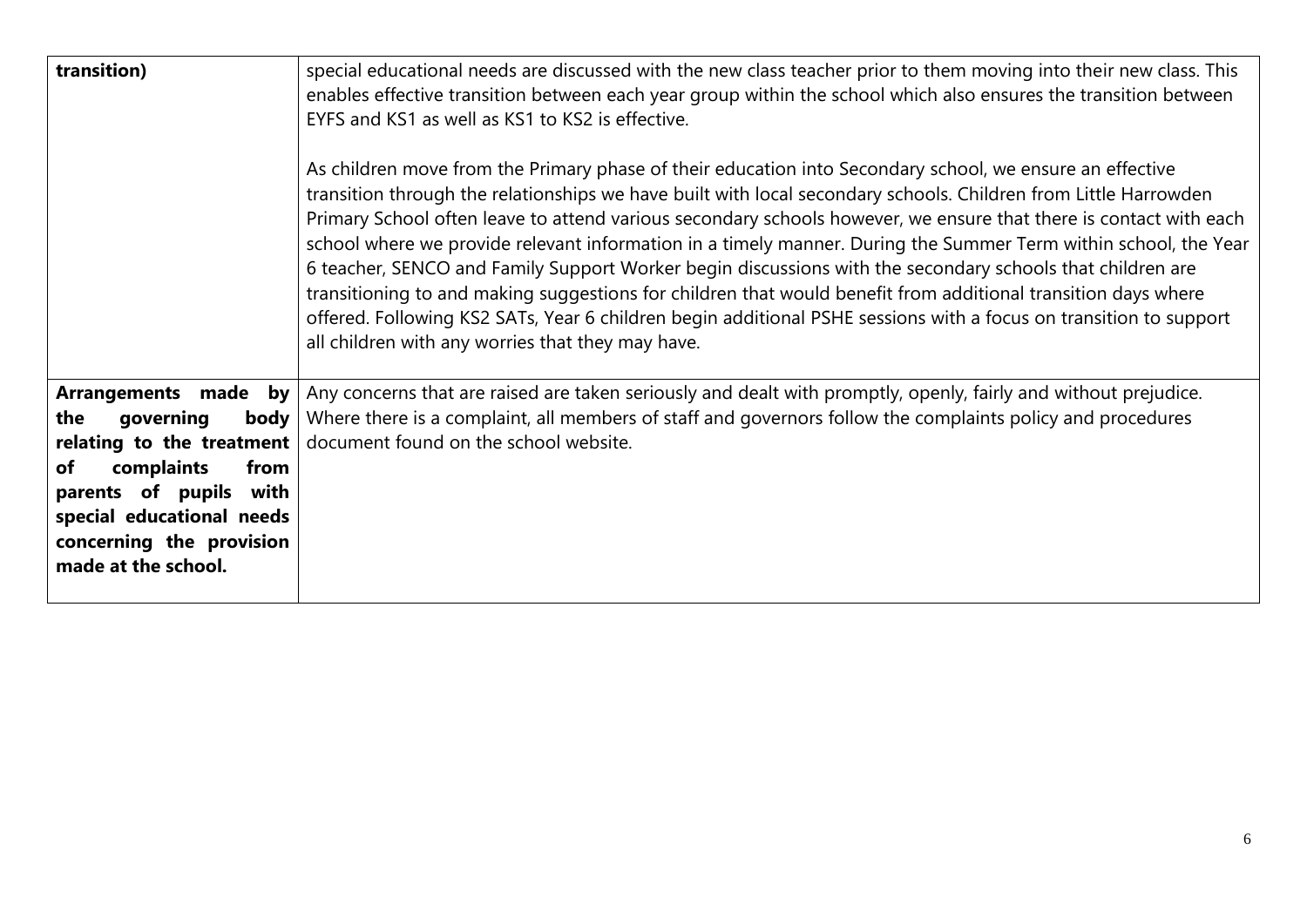| | |
|---|---|
| **transition)** | special educational needs are discussed with the new class teacher prior to them moving into their new class. This enables effective transition between each year group within the school which also ensures the transition between EYFS and KS1 as well as KS1 to KS2 is effective.<br><br>As children move from the Primary phase of their education into Secondary school, we ensure an effective transition through the relationships we have built with local secondary schools. Children from Little Harrowden Primary School often leave to attend various secondary schools however, we ensure that there is contact with each school where we provide relevant information in a timely manner. During the Summer Term within school, the Year 6 teacher, SENCO and Family Support Worker begin discussions with the secondary schools that children are transitioning to and making suggestions for children that would benefit from additional transition days where offered. Following KS2 SATs, Year 6 children begin additional PSHE sessions with a focus on transition to support all children with any worries that they may have. |
| **Arrangements made by the governing body relating to the treatment of complaints from parents of pupils with special educational needs concerning the provision made at the school.** | Any concerns that are raised are taken seriously and dealt with promptly, openly, fairly and without prejudice. Where there is a complaint, all members of staff and governors follow the complaints policy and procedures document found on the school website. |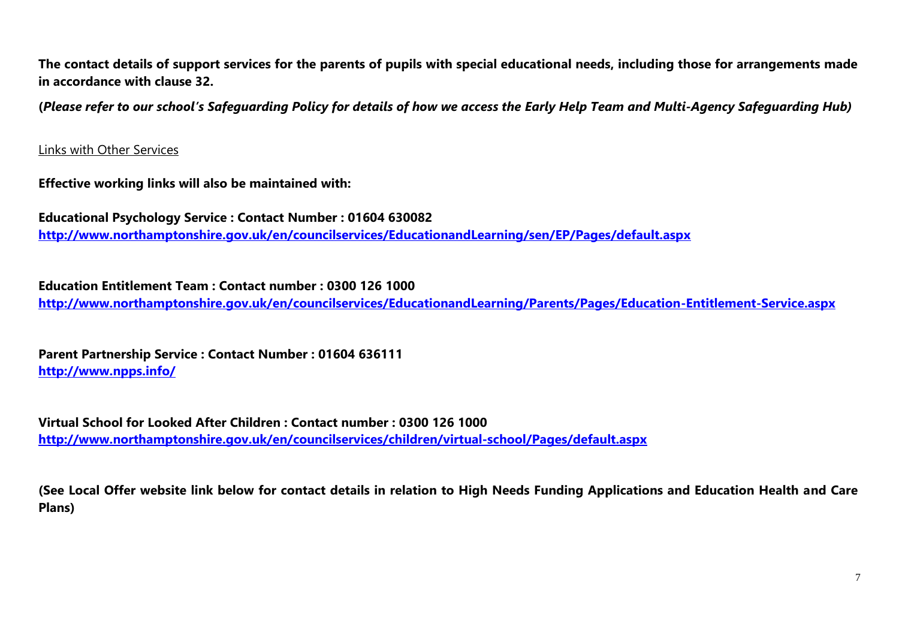**The contact details of support services for the parents of pupils with special educational needs, including those for arrangements made in accordance with clause 32.**

***(Please refer to our school's Safeguarding Policy for details of how we access the Early Help Team and Multi-Agency Safeguarding Hub)***

<u>Links with Other Services</u>

**Effective working links will also be maintained with:**

**Educational Psychology Service : Contact Number : 01604 630082**
**[http://www.northamptonshire.gov.uk/en/councilservices/EducationandLearning/sen/EP/Pages/default.aspx](http://www.northamptonshire.gov.uk/en/councilservices/EducationandLearning/sen/EP/Pages/default.aspx)**

**Education Entitlement Team : Contact number : 0300 126 1000**
**[http://www.northamptonshire.gov.uk/en/councilservices/EducationandLearning/Parents/Pages/Education-Entitlement-Service.aspx](http://www.northamptonshire.gov.uk/en/councilservices/EducationandLearning/Parents/Pages/Education-Entitlement-Service.aspx)**

**Parent Partnership Service : Contact Number : 01604 636111**
**[http://www.npps.info/](http://www.npps.info/)**

**Virtual School for Looked After Children : Contact number : 0300 126 1000**
**[http://www.northamptonshire.gov.uk/en/councilservices/children/virtual-school/Pages/default.aspx](http://www.northamptonshire.gov.uk/en/councilservices/children/virtual-school/Pages/default.aspx)**

**(See Local Offer website link below for contact details in relation to High Needs Funding Applications and Education Health and Care Plans)**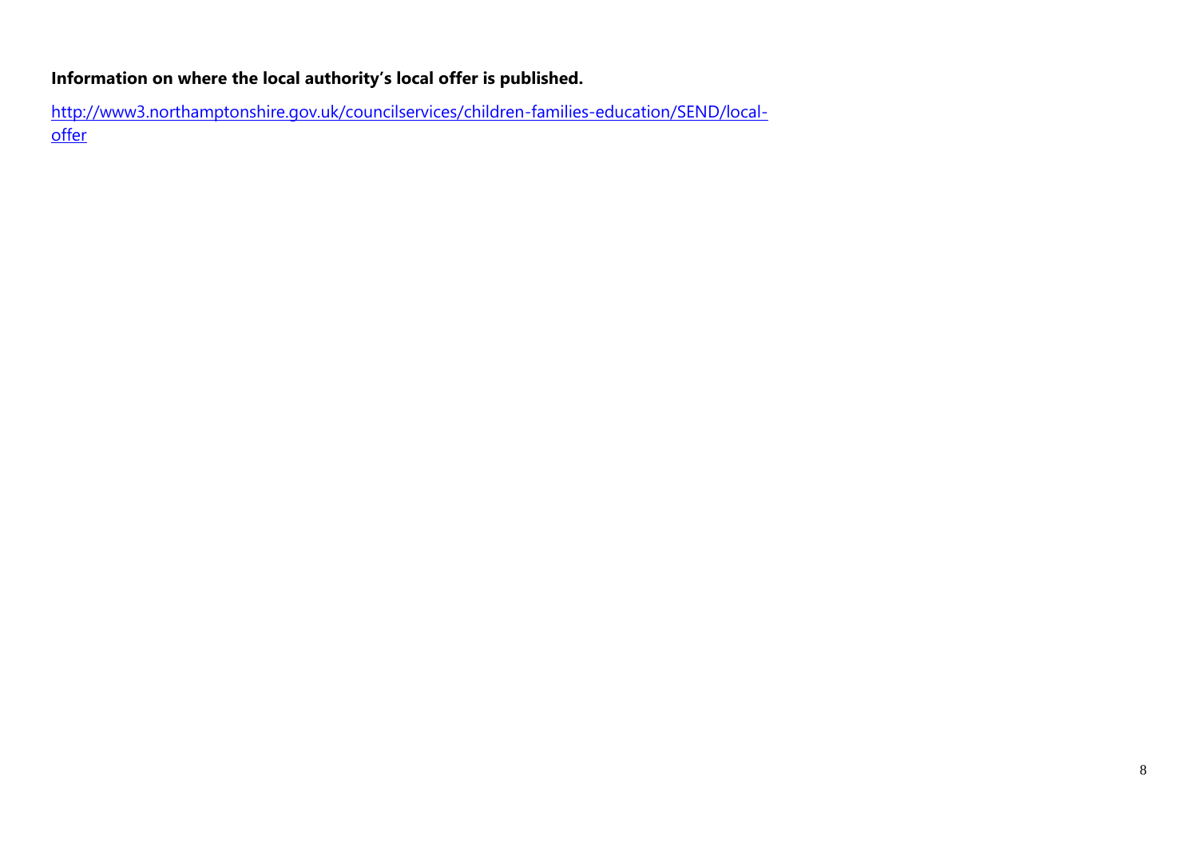**Information on where the local authority's local offer is published.**

http://www3.northamptonshire.gov.uk/councilservices/children-families-education/SEND/local-offer